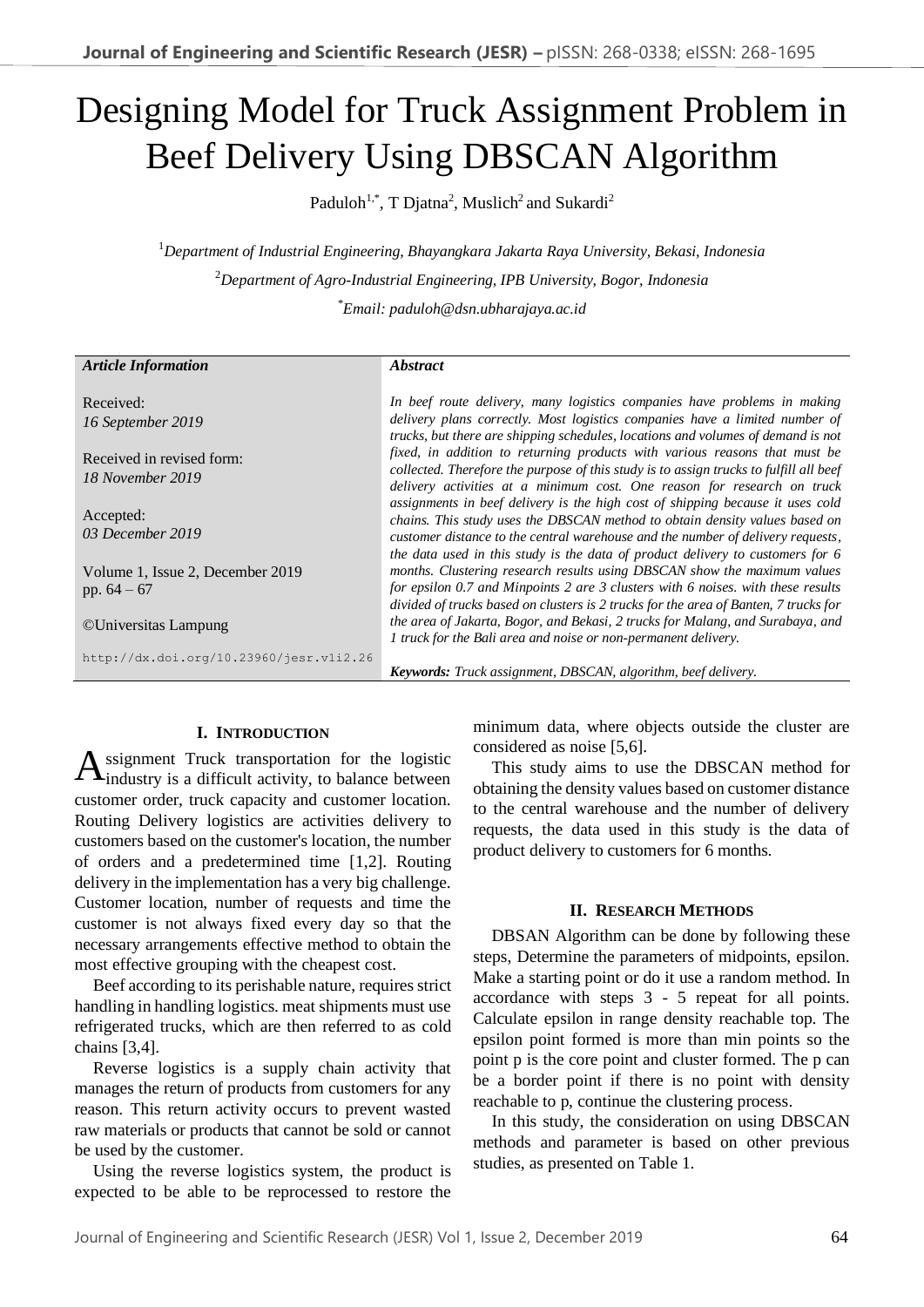# Designing Model for Truck Assignment Problem in Beef Delivery Using DBSCAN Algorithm

Paduloh[1,*], T Djatna[2], Muslich[2] and Sukardi[2]

[1]*Department of Industrial Engineering, Bhayangkara Jakarta Raya University, Bekasi, Indonesia*

[2]*Department of Agro-Industrial Engineering, IPB University, Bogor, Indonesia*

[*]*Email: paduloh@dsn.ubharajaya.ac.id*

| *Article Information* | *Abstract* |
|---|---|
| Received: *16 September 2019*<br><br>Received in revised form: *18 November 2019*<br><br>Accepted: *03 December 2019*<br><br>Volume 1, Issue 2, December 2019 pp. 64 – 67<br><br>©Universitas Lampung<br><br>http://dx.doi.org/10.23960/jesr.v1i2.26 | *In beef route delivery, many logistics companies have problems in making delivery plans correctly. Most logistics companies have a limited number of trucks, but there are shipping schedules, locations and volumes of demand is not fixed, in addition to returning products with various reasons that must be collected. Therefore the purpose of this study is to assign trucks to fulfill all beef delivery activities at a minimum cost. One reason for research on truck assignments in beef delivery is the high cost of shipping because it uses cold chains. This study uses the DBSCAN method to obtain density values based on customer distance to the central warehouse and the number of delivery requests, the data used in this study is the data of product delivery to customers for 6 months. Clustering research results using DBSCAN show the maximum values for epsilon 0.7 and Minpoints 2 are 3 clusters with 6 noises. with these results divided of trucks based on clusters is 2 trucks for the area of Banten, 7 trucks for the area of Jakarta, Bogor, and Bekasi, 2 trucks for Malang, and Surabaya, and 1 truck for the Bali area and noise or non-permanent delivery.*<br><br>***Keywords:*** *Truck assignment, DBSCAN, algorithm, beef delivery.* |

## I. Introduction

Assignment Truck transportation for the logistic industry is a difficult activity, to balance between customer order, truck capacity and customer location. Routing Delivery logistics are activities delivery to customers based on the customer's location, the number of orders and a predetermined time [1,2]. Routing delivery in the implementation has a very big challenge. Customer location, number of requests and time the customer is not always fixed every day so that the necessary arrangements effective method to obtain the most effective grouping with the cheapest cost.

Beef according to its perishable nature, requires strict handling in handling logistics. meat shipments must use refrigerated trucks, which are then referred to as cold chains [3,4].

Reverse logistics is a supply chain activity that manages the return of products from customers for any reason. This return activity occurs to prevent wasted raw materials or products that cannot be sold or cannot be used by the customer.

Using the reverse logistics system, the product is expected to be able to be reprocessed to restore the minimum data, where objects outside the cluster are considered as noise [5,6].

This study aims to use the DBSCAN method for obtaining the density values based on customer distance to the central warehouse and the number of delivery requests, the data used in this study is the data of product delivery to customers for 6 months.

## II. Research Methods

DBSAN Algorithm can be done by following these steps, Determine the parameters of midpoints, epsilon. Make a starting point or do it use a random method. In accordance with steps 3 - 5 repeat for all points. Calculate epsilon in range density reachable top. The epsilon point formed is more than min points so the point p is the core point and cluster formed. The p can be a border point if there is no point with density reachable to p, continue the clustering process.

In this study, the consideration on using DBSCAN methods and parameter is based on other previous studies, as presented on Table 1.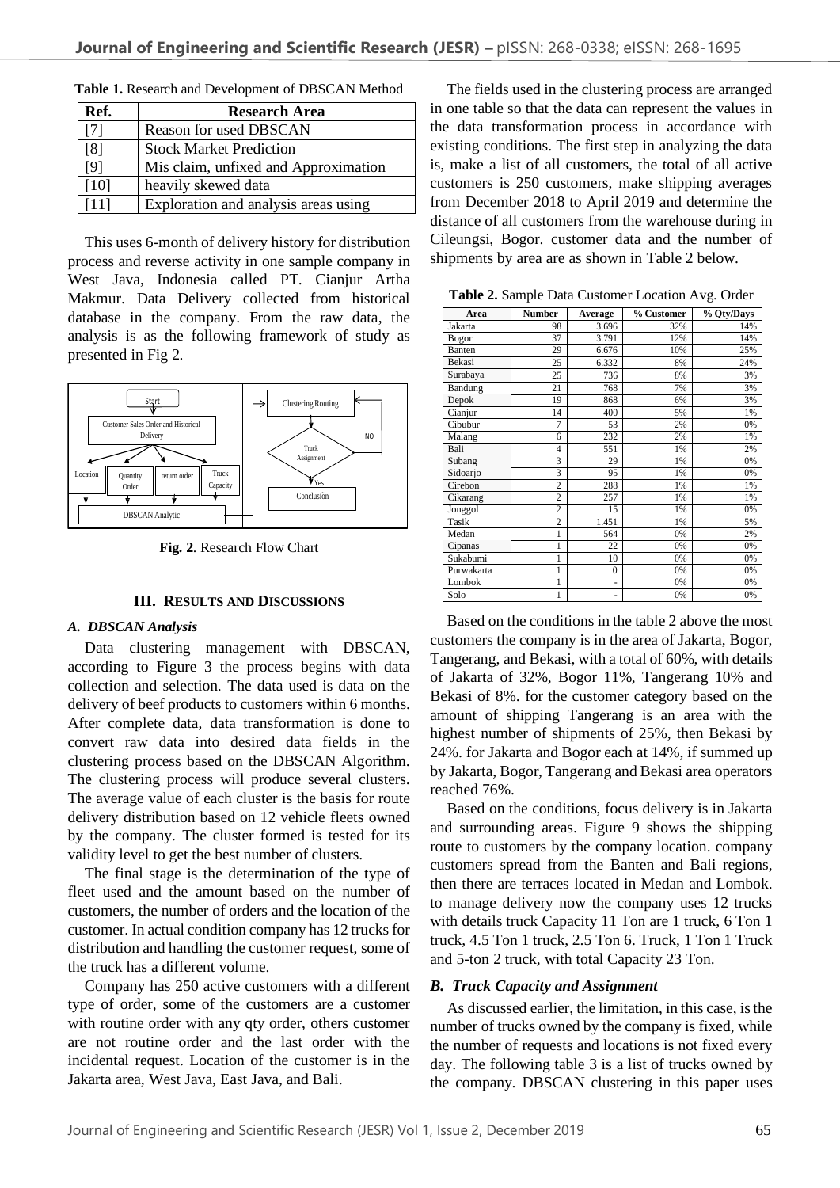**Table 1.** Research and Development of DBSCAN Method

| Ref. | Research Area |
|---|---|
| [7] | Reason for used DBSCAN |
| [8] | Stock Market Prediction |
| [9] | Mis claim, unfixed and Approximation |
| [10] | heavily skewed data |
| [11] | Exploration and analysis areas using |

This uses 6-month of delivery history for distribution process and reverse activity in one sample company in West Java, Indonesia called PT. Cianjur Artha Makmur. Data Delivery collected from historical database in the company. From the raw data, the analysis is as the following framework of study as presented in Fig 2.

**Fig. 2**. Research Flow Chart

## III. RESULTS AND DISCUSSIONS

### *A. DBSCAN Analysis*

Data clustering management with DBSCAN, according to Figure 3 the process begins with data collection and selection. The data used is data on the delivery of beef products to customers within 6 months. After complete data, data transformation is done to convert raw data into desired data fields in the clustering process based on the DBSCAN Algorithm. The clustering process will produce several clusters. The average value of each cluster is the basis for route delivery distribution based on 12 vehicle fleets owned by the company. The cluster formed is tested for its validity level to get the best number of clusters.

The final stage is the determination of the type of fleet used and the amount based on the number of customers, the number of orders and the location of the customer. In actual condition company has 12 trucks for distribution and handling the customer request, some of the truck has a different volume.

Company has 250 active customers with a different type of order, some of the customers are a customer with routine order with any qty order, others customer are not routine order and the last order with the incidental request. Location of the customer is in the Jakarta area, West Java, East Java, and Bali.

The fields used in the clustering process are arranged in one table so that the data can represent the values in the data transformation process in accordance with existing conditions. The first step in analyzing the data is, make a list of all customers, the total of all active customers is 250 customers, make shipping averages from December 2018 to April 2019 and determine the distance of all customers from the warehouse during in Cileungsi, Bogor. customer data and the number of shipments by area are as shown in Table 2 below.

**Table 2.** Sample Data Customer Location Avg. Order

| Area | Number | Average | % Customer | % Qty/Days |
|---|---|---|---|---|
| Jakarta | 98 | 3.696 | 32% | 14% |
| Bogor | 37 | 3.791 | 12% | 14% |
| Banten | 29 | 6.676 | 10% | 25% |
| Bekasi | 25 | 6.332 | 8% | 24% |
| Surabaya | 25 | 736 | 8% | 3% |
| Bandung | 21 | 768 | 7% | 3% |
| Depok | 19 | 868 | 6% | 3% |
| Cianjur | 14 | 400 | 5% | 1% |
| Cibubur | 7 | 53 | 2% | 0% |
| Malang | 6 | 232 | 2% | 1% |
| Bali | 4 | 551 | 1% | 2% |
| Subang | 3 | 29 | 1% | 0% |
| Sidoarjo | 3 | 95 | 1% | 0% |
| Cirebon | 2 | 288 | 1% | 1% |
| Cikarang | 2 | 257 | 1% | 1% |
| Jonggol | 2 | 15 | 1% | 0% |
| Tasik | 2 | 1.451 | 1% | 5% |
| Medan | 1 | 564 | 0% | 2% |
| Cipanas | 1 | 22 | 0% | 0% |
| Sukabumi | 1 | 10 | 0% | 0% |
| Purwakarta | 1 | 0 | 0% | 0% |
| Lombok | 1 | - | 0% | 0% |
| Solo | 1 | - | 0% | 0% |

Based on the conditions in the table 2 above the most customers the company is in the area of Jakarta, Bogor, Tangerang, and Bekasi, with a total of 60%, with details of Jakarta of 32%, Bogor 11%, Tangerang 10% and Bekasi of 8%. for the customer category based on the amount of shipping Tangerang is an area with the highest number of shipments of 25%, then Bekasi by 24%. for Jakarta and Bogor each at 14%, if summed up by Jakarta, Bogor, Tangerang and Bekasi area operators reached 76%.

Based on the conditions, focus delivery is in Jakarta and surrounding areas. Figure 9 shows the shipping route to customers by the company location. company customers spread from the Banten and Bali regions, then there are terraces located in Medan and Lombok. to manage delivery now the company uses 12 trucks with details truck Capacity 11 Ton are 1 truck, 6 Ton 1 truck, 4.5 Ton 1 truck, 2.5 Ton 6. Truck, 1 Ton 1 Truck and 5-ton 2 truck, with total Capacity 23 Ton.

### *B. Truck Capacity and Assignment*

As discussed earlier, the limitation, in this case, is the number of trucks owned by the company is fixed, while the number of requests and locations is not fixed every day. The following table 3 is a list of trucks owned by the company. DBSCAN clustering in this paper uses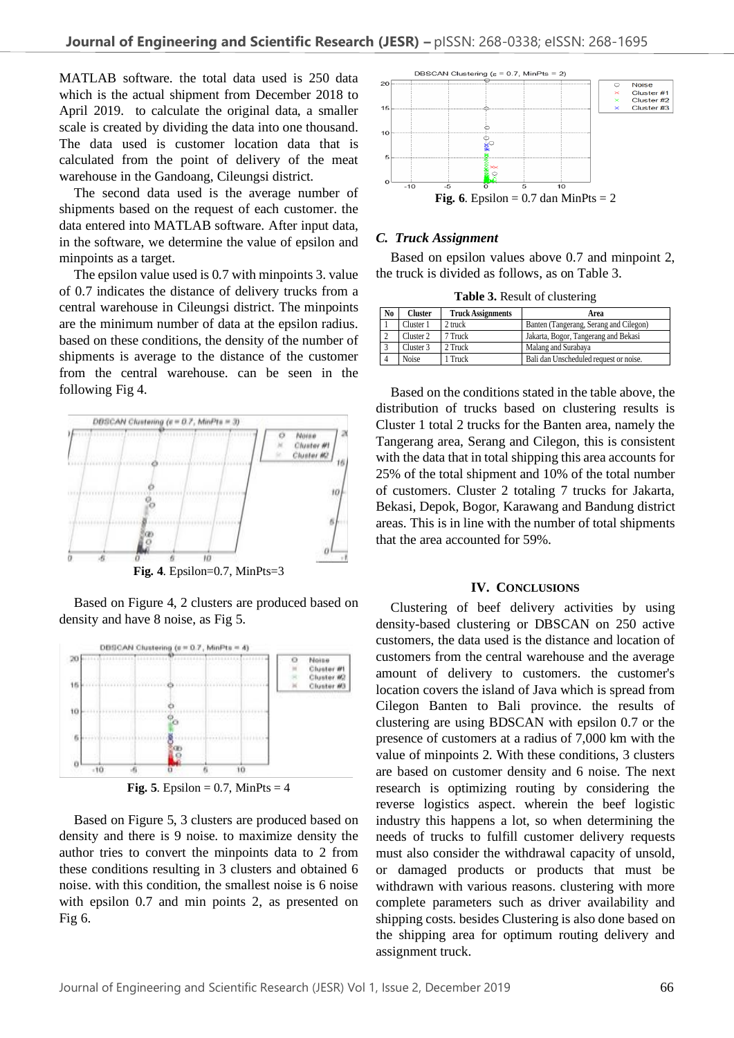MATLAB software. the total data used is 250 data which is the actual shipment from December 2018 to April 2019. to calculate the original data, a smaller scale is created by dividing the data into one thousand. The data used is customer location data that is calculated from the point of delivery of the meat warehouse in the Gandoang, Cileungsi district.

The second data used is the average number of shipments based on the request of each customer. the data entered into MATLAB software. After input data, in the software, we determine the value of epsilon and minpoints as a target.

The epsilon value used is 0.7 with minpoints 3. value of 0.7 indicates the distance of delivery trucks from a central warehouse in Cileungsi district. The minpoints are the minimum number of data at the epsilon radius. based on these conditions, the density of the number of shipments is average to the distance of the customer from the central warehouse. can be seen in the following Fig 4.

**Fig. 4**. Epsilon=0.7, MinPts=3

Based on Figure 4, 2 clusters are produced based on density and have 8 noise, as Fig 5.

**Fig. 5**. Epsilon = 0.7, MinPts = 4

Based on Figure 5, 3 clusters are produced based on density and there is 9 noise. to maximize density the author tries to convert the minpoints data to 2 from these conditions resulting in 3 clusters and obtained 6 noise. with this condition, the smallest noise is 6 noise with epsilon 0.7 and min points 2, as presented on Fig 6.

**Fig. 6**. Epsilon = 0.7 dan MinPts = 2

### *C. Truck Assignment*

Based on epsilon values above 0.7 and minpoint 2, the truck is divided as follows, as on Table 3.

**Table 3.** Result of clustering

| No | Cluster | Truck Assignments | Area |
|---|---|---|---|
| 1 | Cluster 1 | 2 truck | Banten (Tangerang, Serang and Cilegon) |
| 2 | Cluster 2 | 7 Truck | Jakarta, Bogor, Tangerang and Bekasi |
| 3 | Cluster 3 | 2 Truck | Malang and Surabaya |
| 4 | Noise | 1 Truck | Bali dan Unscheduled request or noise. |

Based on the conditions stated in the table above, the distribution of trucks based on clustering results is Cluster 1 total 2 trucks for the Banten area, namely the Tangerang area, Serang and Cilegon, this is consistent with the data that in total shipping this area accounts for 25% of the total shipment and 10% of the total number of customers. Cluster 2 totaling 7 trucks for Jakarta, Bekasi, Depok, Bogor, Karawang and Bandung district areas. This is in line with the number of total shipments that the area accounted for 59%.

## IV. Conclusions

Clustering of beef delivery activities by using density-based clustering or DBSCAN on 250 active customers, the data used is the distance and location of customers from the central warehouse and the average amount of delivery to customers. the customer's location covers the island of Java which is spread from Cilegon Banten to Bali province. the results of clustering are using BDSCAN with epsilon 0.7 or the presence of customers at a radius of 7,000 km with the value of minpoints 2. With these conditions, 3 clusters are based on customer density and 6 noise. The next research is optimizing routing by considering the reverse logistics aspect. wherein the beef logistic industry this happens a lot, so when determining the needs of trucks to fulfill customer delivery requests must also consider the withdrawal capacity of unsold, or damaged products or products that must be withdrawn with various reasons. clustering with more complete parameters such as driver availability and shipping costs. besides Clustering is also done based on the shipping area for optimum routing delivery and assignment truck.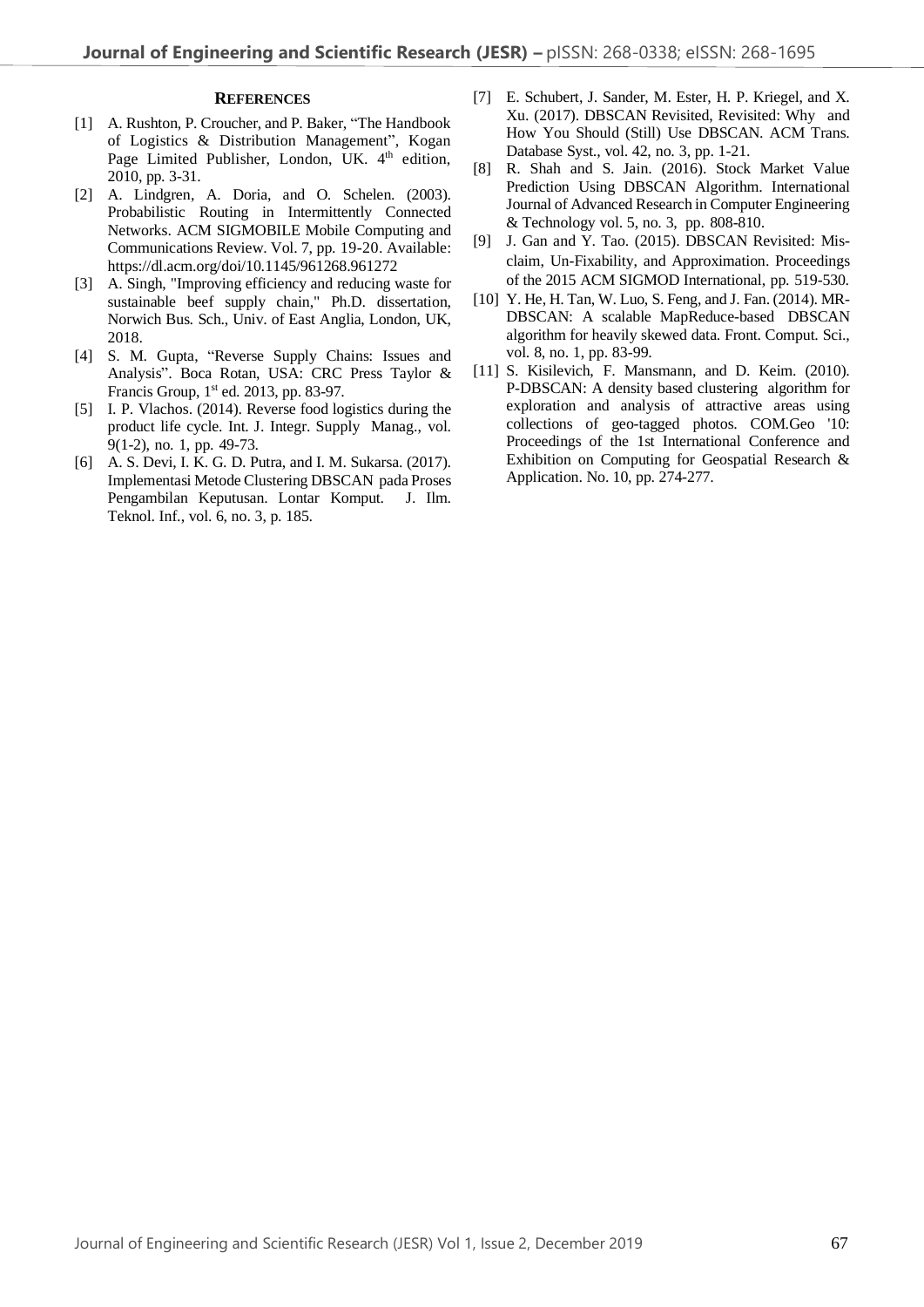## References

[1] A. Rushton, P. Croucher, and P. Baker, “The Handbook of Logistics & Distribution Management”, Kogan Page Limited Publisher, London, UK. 4th edition, 2010, pp. 3-31.

[2] A. Lindgren, A. Doria, and O. Schelen. (2003). Probabilistic Routing in Intermittently Connected Networks. ACM SIGMOBILE Mobile Computing and Communications Review. Vol. 7, pp. 19-20. Available: https://dl.acm.org/doi/10.1145/961268.961272

[3] A. Singh, "Improving efficiency and reducing waste for sustainable beef supply chain," Ph.D. dissertation, Norwich Bus. Sch., Univ. of East Anglia, London, UK, 2018.

[4] S. M. Gupta, “Reverse Supply Chains: Issues and Analysis”. Boca Rotan, USA: CRC Press Taylor & Francis Group, 1st ed. 2013, pp. 83-97.

[5] I. P. Vlachos. (2014). Reverse food logistics during the product life cycle. Int. J. Integr. Supply Manag., vol. 9(1-2), no. 1, pp. 49-73.

[6] A. S. Devi, I. K. G. D. Putra, and I. M. Sukarsa. (2017). Implementasi Metode Clustering DBSCAN pada Proses Pengambilan Keputusan. Lontar Komput. J. Ilm. Teknol. Inf., vol. 6, no. 3, p. 185.

[7] E. Schubert, J. Sander, M. Ester, H. P. Kriegel, and X. Xu. (2017). DBSCAN Revisited, Revisited: Why and How You Should (Still) Use DBSCAN. ACM Trans. Database Syst., vol. 42, no. 3, pp. 1-21.

[8] R. Shah and S. Jain. (2016). Stock Market Value Prediction Using DBSCAN Algorithm. International Journal of Advanced Research in Computer Engineering & Technology vol. 5, no. 3, pp. 808-810.

[9] J. Gan and Y. Tao. (2015). DBSCAN Revisited: Mis-claim, Un-Fixability, and Approximation. Proceedings of the 2015 ACM SIGMOD International, pp. 519-530.

[10] Y. He, H. Tan, W. Luo, S. Feng, and J. Fan. (2014). MR-DBSCAN: A scalable MapReduce-based DBSCAN algorithm for heavily skewed data. Front. Comput. Sci., vol. 8, no. 1, pp. 83-99.

[11] S. Kisilevich, F. Mansmann, and D. Keim. (2010). P-DBSCAN: A density based clustering algorithm for exploration and analysis of attractive areas using collections of geo-tagged photos. COM.Geo '10: Proceedings of the 1st International Conference and Exhibition on Computing for Geospatial Research & Application. No. 10, pp. 274-277.